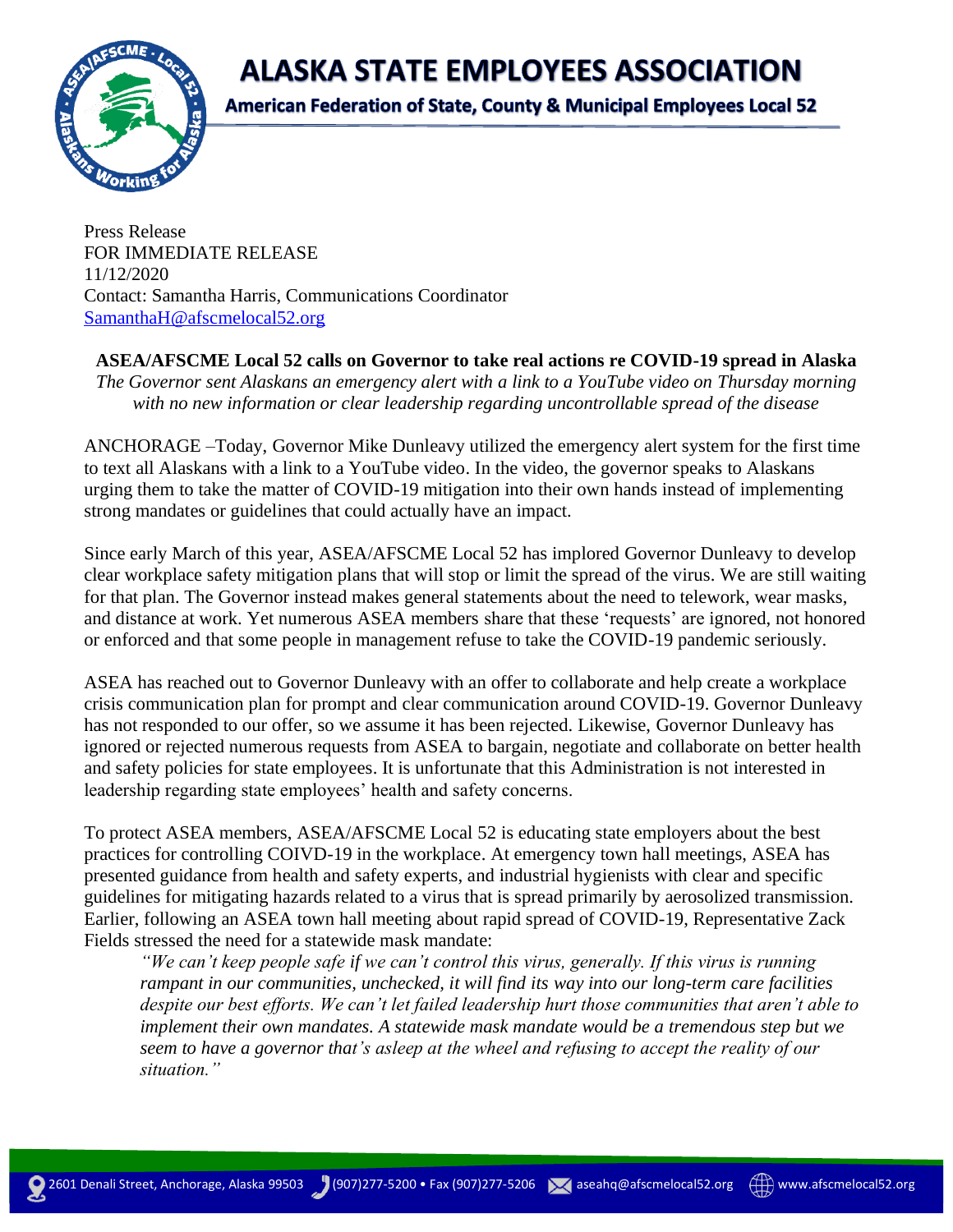# ALASKA STATE EMPLOYEES ASSOCIATION

**American Federation of State, County & Municipal Employees Local 52**

Press Release
FOR IMMEDIATE RELEASE
11/12/2020
Contact: Samantha Harris, Communications Coordinator
SamanthaH@afscmelocal52.org

**ASEA/AFSCME Local 52 calls on Governor to take real actions re COVID-19 spread in Alaska**

*The Governor sent Alaskans an emergency alert with a link to a YouTube video on Thursday morning with no new information or clear leadership regarding uncontrollable spread of the disease*

ANCHORAGE –Today, Governor Mike Dunleavy utilized the emergency alert system for the first time to text all Alaskans with a link to a YouTube video. In the video, the governor speaks to Alaskans urging them to take the matter of COVID-19 mitigation into their own hands instead of implementing strong mandates or guidelines that could actually have an impact.

Since early March of this year, ASEA/AFSCME Local 52 has implored Governor Dunleavy to develop clear workplace safety mitigation plans that will stop or limit the spread of the virus. We are still waiting for that plan. The Governor instead makes general statements about the need to telework, wear masks, and distance at work. Yet numerous ASEA members share that these 'requests' are ignored, not honored or enforced and that some people in management refuse to take the COVID-19 pandemic seriously.

ASEA has reached out to Governor Dunleavy with an offer to collaborate and help create a workplace crisis communication plan for prompt and clear communication around COVID-19. Governor Dunleavy has not responded to our offer, so we assume it has been rejected. Likewise, Governor Dunleavy has ignored or rejected numerous requests from ASEA to bargain, negotiate and collaborate on better health and safety policies for state employees. It is unfortunate that this Administration is not interested in leadership regarding state employees' health and safety concerns.

To protect ASEA members, ASEA/AFSCME Local 52 is educating state employers about the best practices for controlling COIVD-19 in the workplace. At emergency town hall meetings, ASEA has presented guidance from health and safety experts, and industrial hygienists with clear and specific guidelines for mitigating hazards related to a virus that is spread primarily by aerosolized transmission. Earlier, following an ASEA town hall meeting about rapid spread of COVID-19, Representative Zack Fields stressed the need for a statewide mask mandate:

> *"We can't keep people safe if we can't control this virus, generally. If this virus is running rampant in our communities, unchecked, it will find its way into our long-term care facilities despite our best efforts. We can't let failed leadership hurt those communities that aren't able to implement their own mandates. A statewide mask mandate would be a tremendous step but we seem to have a governor that's asleep at the wheel and refusing to accept the reality of our situation."*

2601 Denali Street, Anchorage, Alaska 99503 | (907)277-5200 • Fax (907)277-5206 | aseahq@afscmelocal52.org | www.afscmelocal52.org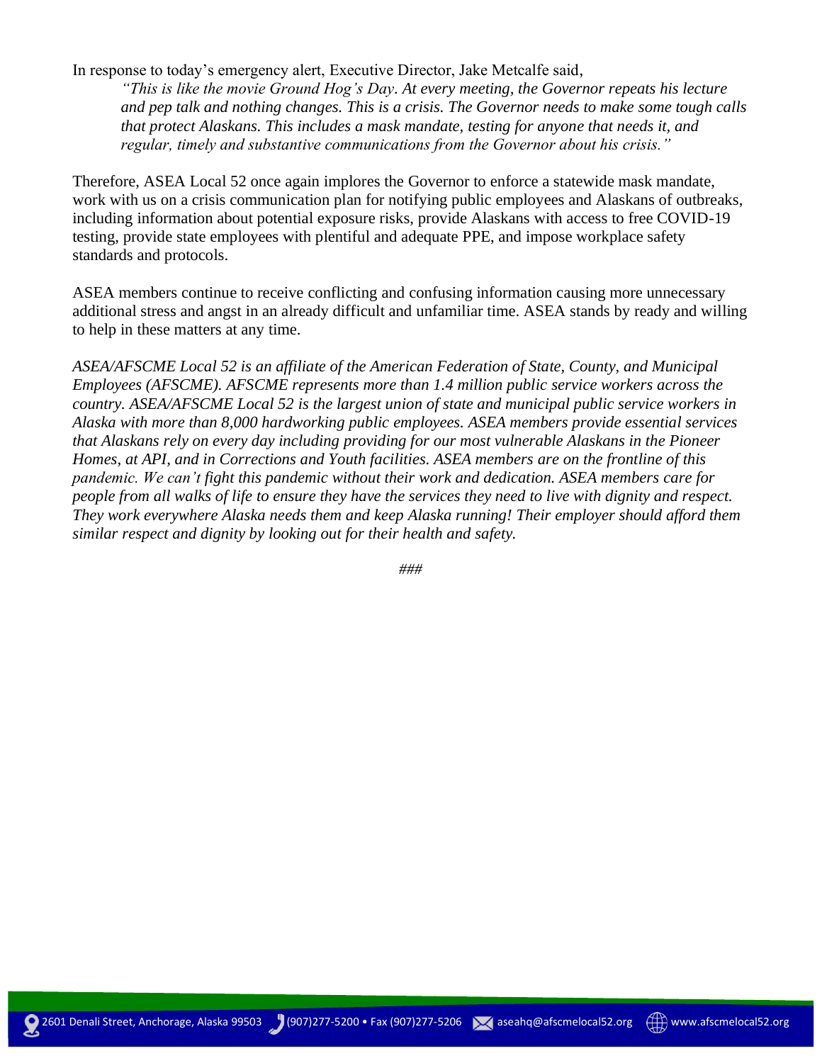In response to today's emergency alert, Executive Director, Jake Metcalfe said,

> *"This is like the movie Ground Hog's Day. At every meeting, the Governor repeats his lecture and pep talk and nothing changes. This is a crisis. The Governor needs to make some tough calls that protect Alaskans. This includes a mask mandate, testing for anyone that needs it, and regular, timely and substantive communications from the Governor about his crisis."*

Therefore, ASEA Local 52 once again implores the Governor to enforce a statewide mask mandate, work with us on a crisis communication plan for notifying public employees and Alaskans of outbreaks, including information about potential exposure risks, provide Alaskans with access to free COVID-19 testing, provide state employees with plentiful and adequate PPE, and impose workplace safety standards and protocols.

ASEA members continue to receive conflicting and confusing information causing more unnecessary additional stress and angst in an already difficult and unfamiliar time. ASEA stands by ready and willing to help in these matters at any time.

*ASEA/AFSCME Local 52 is an affiliate of the American Federation of State, County, and Municipal Employees (AFSCME). AFSCME represents more than 1.4 million public service workers across the country. ASEA/AFSCME Local 52 is the largest union of state and municipal public service workers in Alaska with more than 8,000 hardworking public employees. ASEA members provide essential services that Alaskans rely on every day including providing for our most vulnerable Alaskans in the Pioneer Homes, at API, and in Corrections and Youth facilities. ASEA members are on the frontline of this pandemic. We can't fight this pandemic without their work and dedication. ASEA members care for people from all walks of life to ensure they have the services they need to live with dignity and respect. They work everywhere Alaska needs them and keep Alaska running! Their employer should afford them similar respect and dignity by looking out for their health and safety.*

###

2601 Denali Street, Anchorage, Alaska 99503 (907)277-5200 • Fax (907)277-5206 aseahq@afscmelocal52.org www.afscmelocal52.org